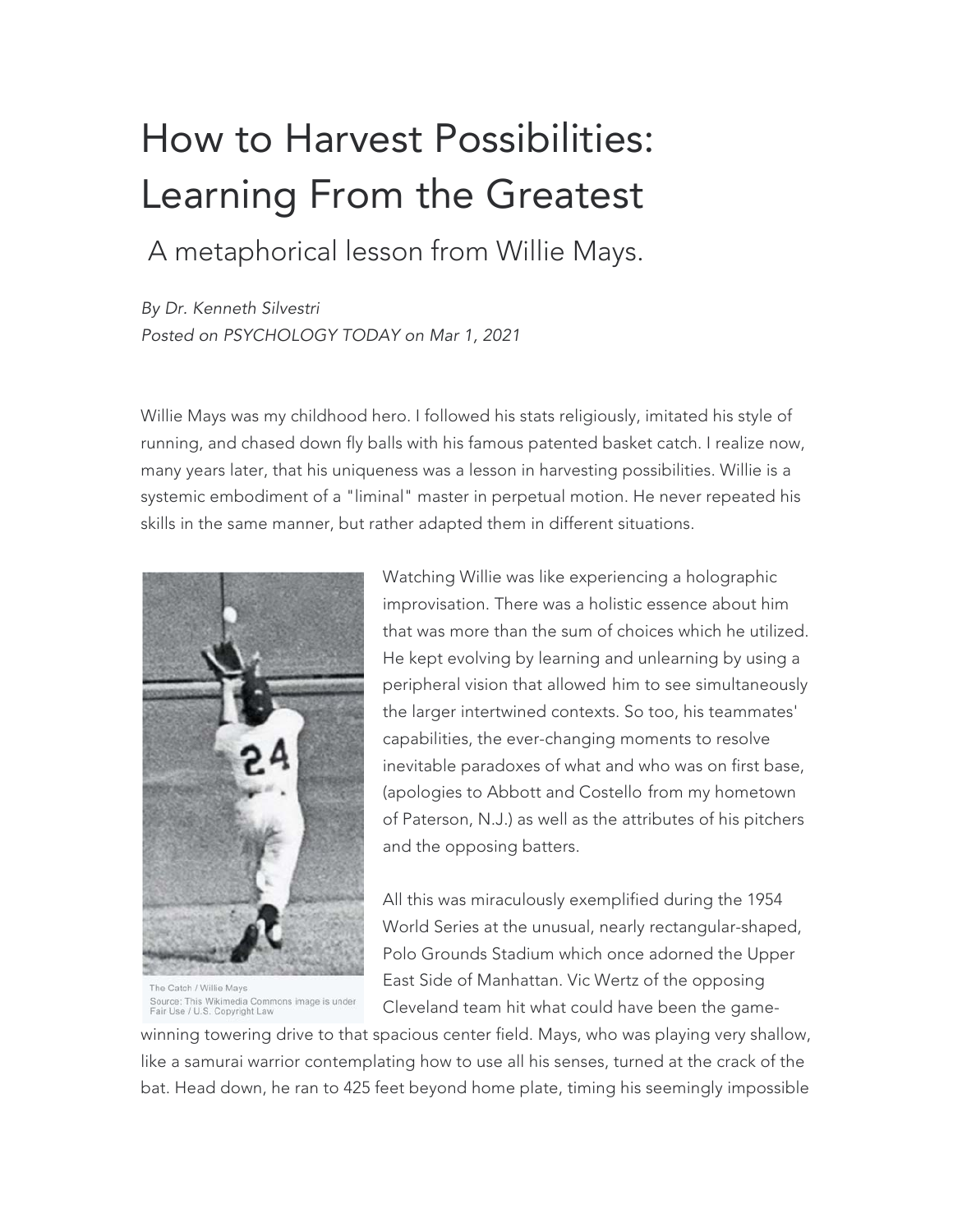# How to Harvest Possibilities: Learning From the Greatest

## A metaphorical lesson from Willie Mays.

*By Dr. Kenneth Silvestri*
*Posted on PSYCHOLOGY TODAY on Mar 1, 2021*

Willie Mays was my childhood hero. I followed his stats religiously, imitated his style of running, and chased down fly balls with his famous patented basket catch. I realize now, many years later, that his uniqueness was a lesson in harvesting possibilities. Willie is a systemic embodiment of a "liminal" master in perpetual motion. He never repeated his skills in the same manner, but rather adapted them in different situations.

The Catch / Willie Mays
Source: This Wikimedia Commons image is under Fair Use / U.S. Copyright Law

Watching Willie was like experiencing a holographic improvisation. There was a holistic essence about him that was more than the sum of choices which he utilized. He kept evolving by learning and unlearning by using a peripheral vision that allowed him to see simultaneously the larger intertwined contexts. So too, his teammates' capabilities, the ever-changing moments to resolve inevitable paradoxes of what and who was on first base, (apologies to Abbott and Costello from my hometown of Paterson, N.J.) as well as the attributes of his pitchers and the opposing batters.

All this was miraculously exemplified during the 1954 World Series at the unusual, nearly rectangular-shaped, Polo Grounds Stadium which once adorned the Upper East Side of Manhattan. Vic Wertz of the opposing Cleveland team hit what could have been the game-winning towering drive to that spacious center field. Mays, who was playing very shallow, like a samurai warrior contemplating how to use all his senses, turned at the crack of the bat. Head down, he ran to 425 feet beyond home plate, timing his seemingly impossible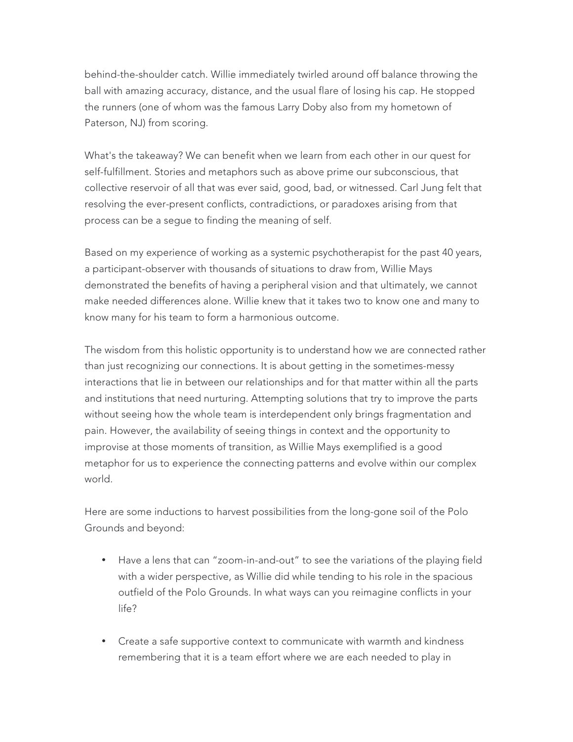behind-the-shoulder catch. Willie immediately twirled around off balance throwing the ball with amazing accuracy, distance, and the usual flare of losing his cap. He stopped the runners (one of whom was the famous Larry Doby also from my hometown of Paterson, NJ) from scoring.

What's the takeaway? We can benefit when we learn from each other in our quest for self-fulfillment. Stories and metaphors such as above prime our subconscious, that collective reservoir of all that was ever said, good, bad, or witnessed. Carl Jung felt that resolving the ever-present conflicts, contradictions, or paradoxes arising from that process can be a segue to finding the meaning of self.

Based on my experience of working as a systemic psychotherapist for the past 40 years, a participant-observer with thousands of situations to draw from, Willie Mays demonstrated the benefits of having a peripheral vision and that ultimately, we cannot make needed differences alone. Willie knew that it takes two to know one and many to know many for his team to form a harmonious outcome.

The wisdom from this holistic opportunity is to understand how we are connected rather than just recognizing our connections. It is about getting in the sometimes-messy interactions that lie in between our relationships and for that matter within all the parts and institutions that need nurturing. Attempting solutions that try to improve the parts without seeing how the whole team is interdependent only brings fragmentation and pain. However, the availability of seeing things in context and the opportunity to improvise at those moments of transition, as Willie Mays exemplified is a good metaphor for us to experience the connecting patterns and evolve within our complex world.

Here are some inductions to harvest possibilities from the long-gone soil of the Polo Grounds and beyond:

- Have a lens that can "zoom-in-and-out" to see the variations of the playing field with a wider perspective, as Willie did while tending to his role in the spacious outfield of the Polo Grounds. In what ways can you reimagine conflicts in your life?

- Create a safe supportive context to communicate with warmth and kindness remembering that it is a team effort where we are each needed to play in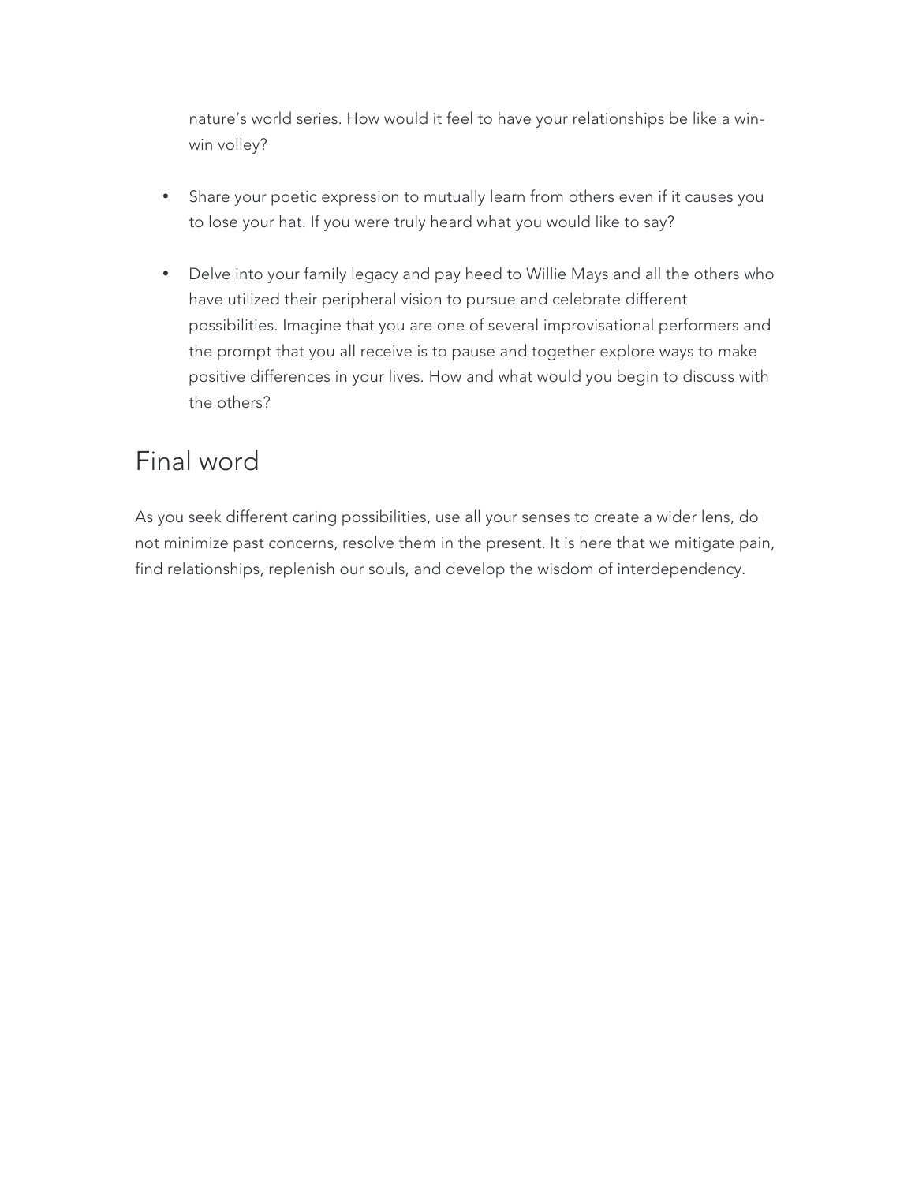nature's world series. How would it feel to have your relationships be like a win-win volley?

- Share your poetic expression to mutually learn from others even if it causes you to lose your hat. If you were truly heard what you would like to say?

- Delve into your family legacy and pay heed to Willie Mays and all the others who have utilized their peripheral vision to pursue and celebrate different possibilities. Imagine that you are one of several improvisational performers and the prompt that you all receive is to pause and together explore ways to make positive differences in your lives. How and what would you begin to discuss with the others?

## Final word

As you seek different caring possibilities, use all your senses to create a wider lens, do not minimize past concerns, resolve them in the present. It is here that we mitigate pain, find relationships, replenish our souls, and develop the wisdom of interdependency.